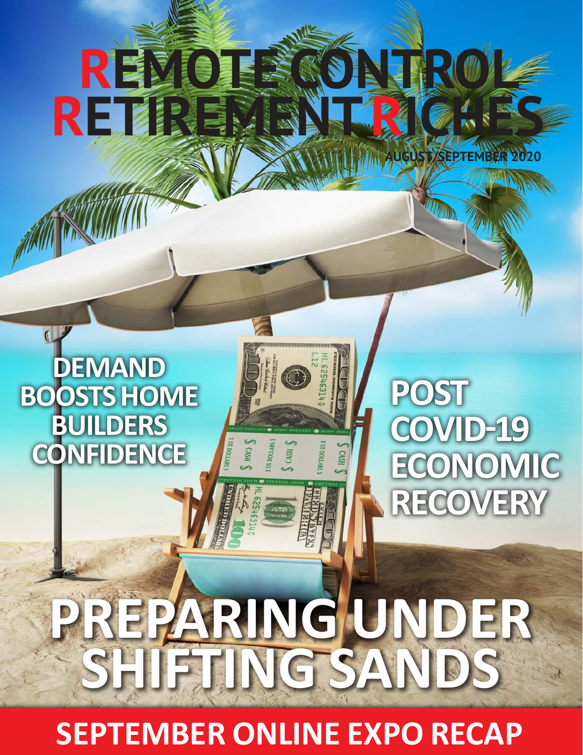# REMOTE CONTROL RETIREMENT RICHES

AUGUST/SEPTEMBER 2020

## DEMAND BOOSTS HOME BUILDERS CONFIDENCE

## POST COVID-19 ECONOMIC RECOVERY

# PREPARING UNDER SHIFTING SANDS

## SEPTEMBER ONLINE EXPO RECAP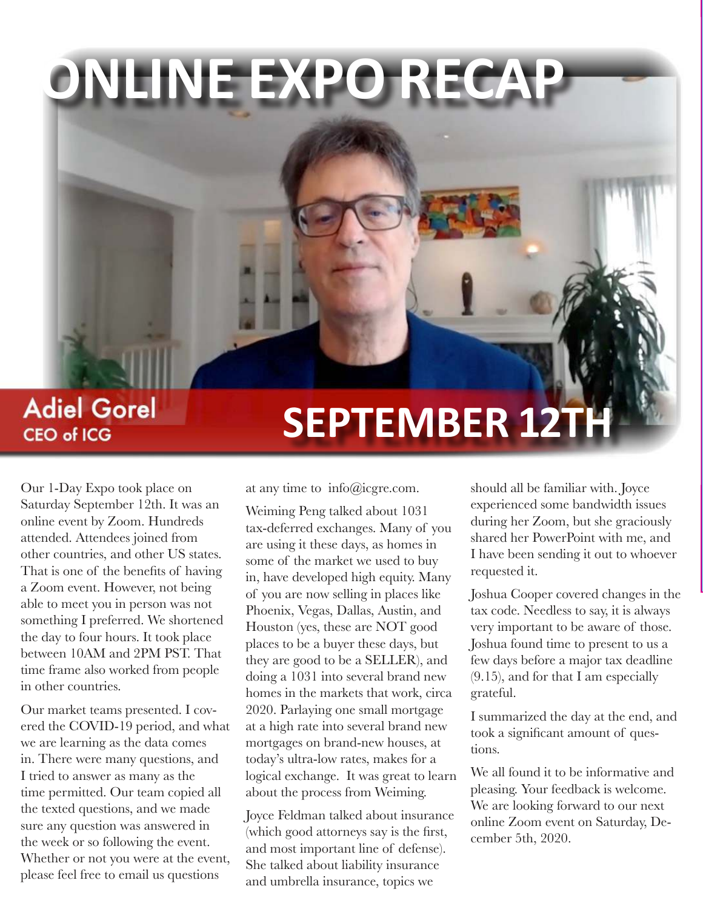# ONLINE EXPO RECAP

**Adiel Gorel**
CEO of ICG

## SEPTEMBER 12TH

Our 1-Day Expo took place on Saturday September 12th. It was an online event by Zoom. Hundreds attended. Attendees joined from other countries, and other US states. That is one of the benefits of having a Zoom event. However, not being able to meet you in person was not something I preferred. We shortened the day to four hours. It took place between 10AM and 2PM PST. That time frame also worked from people in other countries.

Our market teams presented. I covered the COVID-19 period, and what we are learning as the data comes in. There were many questions, and I tried to answer as many as the time permitted. Our team copied all the texted questions, and we made sure any question was answered in the week or so following the event. Whether or not you were at the event, please feel free to email us questions at any time to info@icgre.com.

Weiming Peng talked about 1031 tax-deferred exchanges. Many of you are using it these days, as homes in some of the market we used to buy in, have developed high equity. Many of you are now selling in places like Phoenix, Vegas, Dallas, Austin, and Houston (yes, these are NOT good places to be a buyer these days, but they are good to be a SELLER), and doing a 1031 into several brand new homes in the markets that work, circa 2020. Parlaying one small mortgage at a high rate into several brand new mortgages on brand-new houses, at today's ultra-low rates, makes for a logical exchange. It was great to learn about the process from Weiming.

Joyce Feldman talked about insurance (which good attorneys say is the first, and most important line of defense). She talked about liability insurance and umbrella insurance, topics we should all be familiar with. Joyce experienced some bandwidth issues during her Zoom, but she graciously shared her PowerPoint with me, and I have been sending it out to whoever requested it.

Joshua Cooper covered changes in the tax code. Needless to say, it is always very important to be aware of those. Joshua found time to present to us a few days before a major tax deadline (9.15), and for that I am especially grateful.

I summarized the day at the end, and took a significant amount of questions.

We all found it to be informative and pleasing. Your feedback is welcome. We are looking forward to our next online Zoom event on Saturday, December 5th, 2020.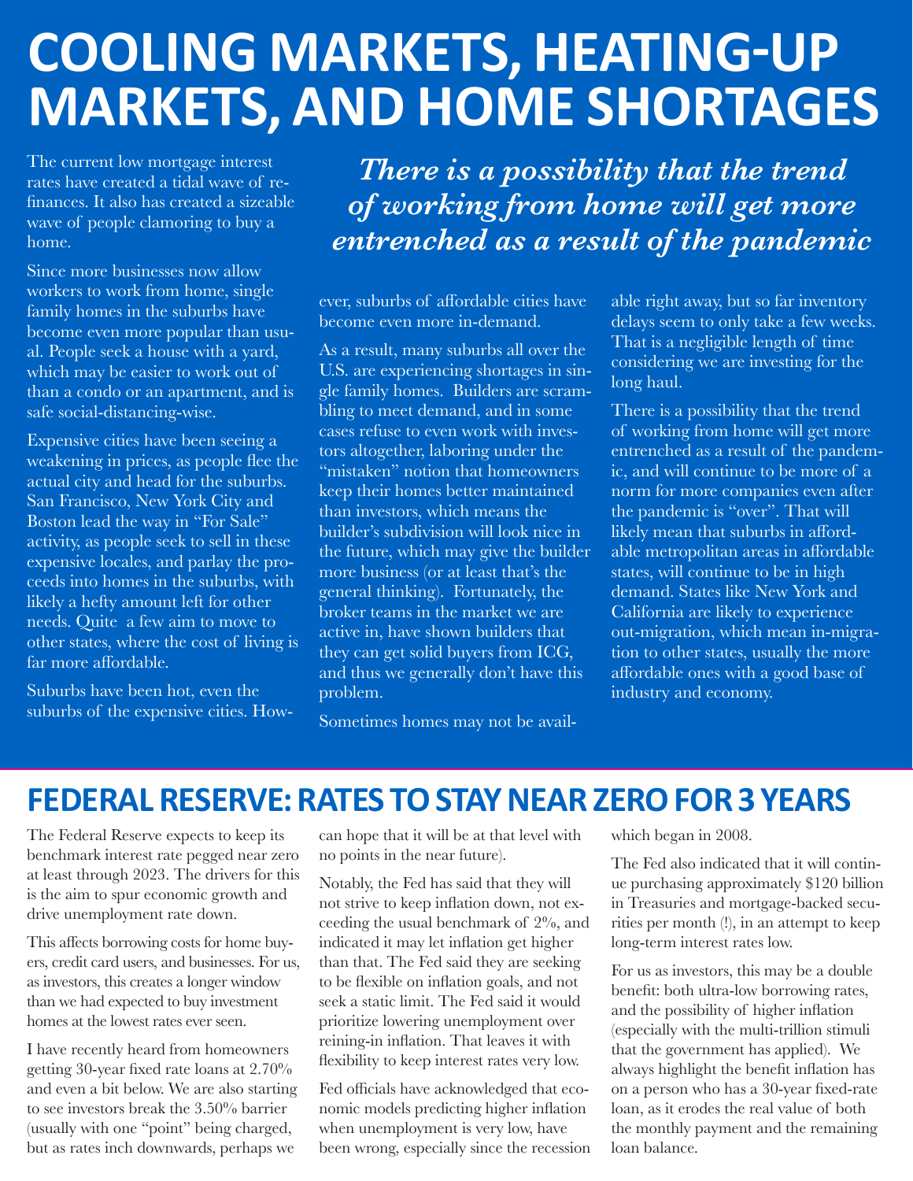# COOLING MARKETS, HEATING-UP MARKETS, AND HOME SHORTAGES

The current low mortgage interest rates have created a tidal wave of refinances. It also has created a sizeable wave of people clamoring to buy a home.

Since more businesses now allow workers to work from home, single family homes in the suburbs have become even more popular than usual. People seek a house with a yard, which may be easier to work out of than a condo or an apartment, and is safe social-distancing-wise.

Expensive cities have been seeing a weakening in prices, as people flee the actual city and head for the suburbs. San Francisco, New York City and Boston lead the way in "For Sale" activity, as people seek to sell in these expensive locales, and parlay the proceeds into homes in the suburbs, with likely a hefty amount left for other needs. Quite a few aim to move to other states, where the cost of living is far more affordable.

Suburbs have been hot, even the suburbs of the expensive cities. However, suburbs of affordable cities have become even more in-demand.

> ***There is a possibility that the trend of working from home will get more entrenched as a result of the pandemic***

As a result, many suburbs all over the U.S. are experiencing shortages in single family homes. Builders are scrambling to meet demand, and in some cases refuse to even work with investors altogether, laboring under the "mistaken" notion that homeowners keep their homes better maintained than investors, which means the builder's subdivision will look nice in the future, which may give the builder more business (or at least that's the general thinking). Fortunately, the broker teams in the market we are active in, have shown builders that they can get solid buyers from ICG, and thus we generally don't have this problem.

Sometimes homes may not be available right away, but so far inventory delays seem to only take a few weeks. That is a negligible length of time considering we are investing for the long haul.

There is a possibility that the trend of working from home will get more entrenched as a result of the pandemic, and will continue to be more of a norm for more companies even after the pandemic is "over". That will likely mean that suburbs in affordable metropolitan areas in affordable states, will continue to be in high demand. States like New York and California are likely to experience out-migration, which mean in-migration to other states, usually the more affordable ones with a good base of industry and economy.

# FEDERAL RESERVE: RATES TO STAY NEAR ZERO FOR 3 YEARS

The Federal Reserve expects to keep its benchmark interest rate pegged near zero at least through 2023. The drivers for this is the aim to spur economic growth and drive unemployment rate down.

This affects borrowing costs for home buyers, credit card users, and businesses. For us, as investors, this creates a longer window than we had expected to buy investment homes at the lowest rates ever seen.

I have recently heard from homeowners getting 30-year fixed rate loans at 2.70% and even a bit below. We are also starting to see investors break the 3.50% barrier (usually with one "point" being charged, but as rates inch downwards, perhaps we can hope that it will be at that level with no points in the near future).

Notably, the Fed has said that they will not strive to keep inflation down, not exceeding the usual benchmark of 2%, and indicated it may let inflation get higher than that. The Fed said they are seeking to be flexible on inflation goals, and not seek a static limit. The Fed said it would prioritize lowering unemployment over reining-in inflation. That leaves it with flexibility to keep interest rates very low.

Fed officials have acknowledged that economic models predicting higher inflation when unemployment is very low, have been wrong, especially since the recession which began in 2008.

The Fed also indicated that it will continue purchasing approximately $120 billion in Treasuries and mortgage-backed securities per month (!), in an attempt to keep long-term interest rates low.

For us as investors, this may be a double benefit: both ultra-low borrowing rates, and the possibility of higher inflation (especially with the multi-trillion stimuli that the government has applied). We always highlight the benefit inflation has on a person who has a 30-year fixed-rate loan, as it erodes the real value of both the monthly payment and the remaining loan balance.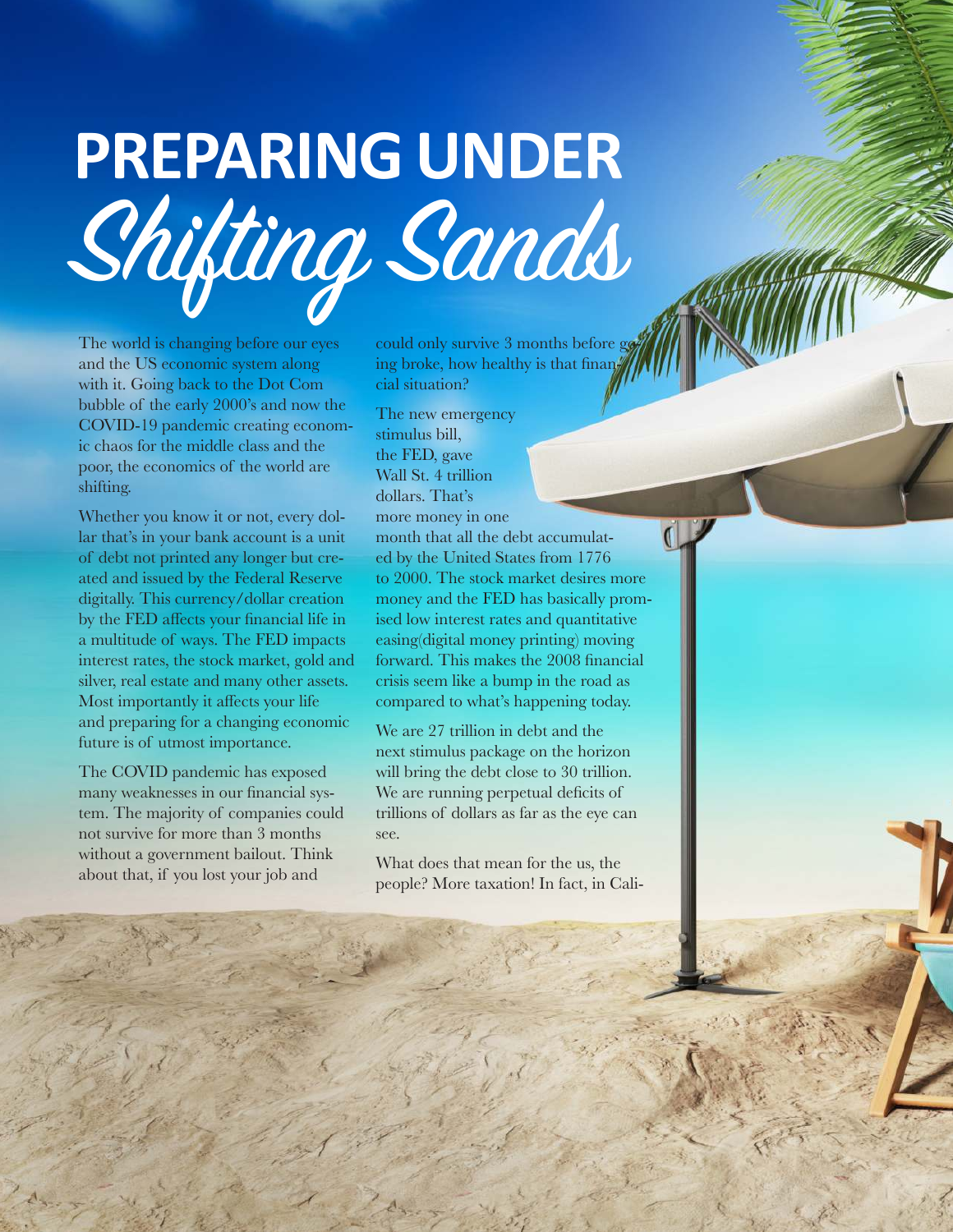# PREPARING UNDER *Shifting Sands*

The world is changing before our eyes and the US economic system along with it. Going back to the Dot Com bubble of the early 2000's and now the COVID-19 pandemic creating economic chaos for the middle class and the poor, the economics of the world are shifting.

Whether you know it or not, every dollar that's in your bank account is a unit of debt not printed any longer but created and issued by the Federal Reserve digitally. This currency/dollar creation by the FED affects your financial life in a multitude of ways. The FED impacts interest rates, the stock market, gold and silver, real estate and many other assets. Most importantly it affects your life and preparing for a changing economic future is of utmost importance.

The COVID pandemic has exposed many weaknesses in our financial system. The majority of companies could not survive for more than 3 months without a government bailout. Think about that, if you lost your job and could only survive 3 months before going broke, how healthy is that financial situation?

The new emergency stimulus bill, the FED, gave Wall St. 4 trillion dollars. That's more money in one month that all the debt accumulated by the United States from 1776 to 2000. The stock market desires more money and the FED has basically promised low interest rates and quantitative easing(digital money printing) moving forward. This makes the 2008 financial crisis seem like a bump in the road as compared to what's happening today.

We are 27 trillion in debt and the next stimulus package on the horizon will bring the debt close to 30 trillion. We are running perpetual deficits of trillions of dollars as far as the eye can see.

What does that mean for the us, the people? More taxation! In fact, in Cali-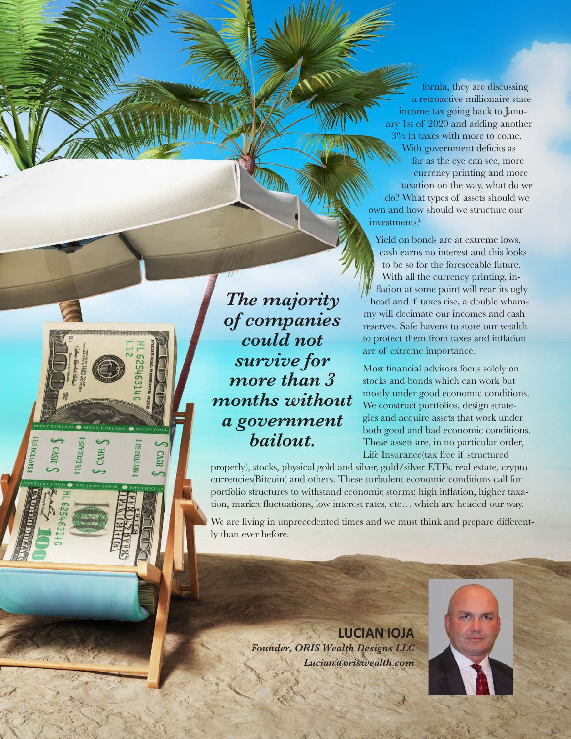fornia, they are discussing a retroactive millionaire state income tax going back to January 1st of 2020 and adding another 3% in taxes with more to come. With government deficits as far as the eye can see, more currency printing and more taxation on the way, what do we do? What types of assets should we own and how should we structure our investments?

Yield on bonds are at extreme lows, cash earns no interest and this looks to be so for the foreseeable future. With all the currency printing, inflation at some point will rear its ugly head and if taxes rise, a double whammy will decimate our incomes and cash reserves. Safe havens to store our wealth to protect them from taxes and inflation are of extreme importance.

***The majority of companies could not survive for more than 3 months without a government bailout.***

Most financial advisors focus solely on stocks and bonds which can work but mostly under good economic conditions. We construct portfolios, design strategies and acquire assets that work under both good and bad economic conditions. These assets are, in no particular order, Life Insurance(tax free if structured properly), stocks, physical gold and silver, gold/silver ETFs, real estate, crypto currencies(Bitcoin) and others. These turbulent economic conditions call for portfolio structures to withstand economic storms; high inflation, higher taxation, market fluctuations, low interest rates, etc… which are headed our way.

We are living in unprecedented times and we must think and prepare differently than ever before.

**LUCIAN IOJA**
*Founder, ORIS Wealth Designs LLC*
*Lucian@oriswealth.com*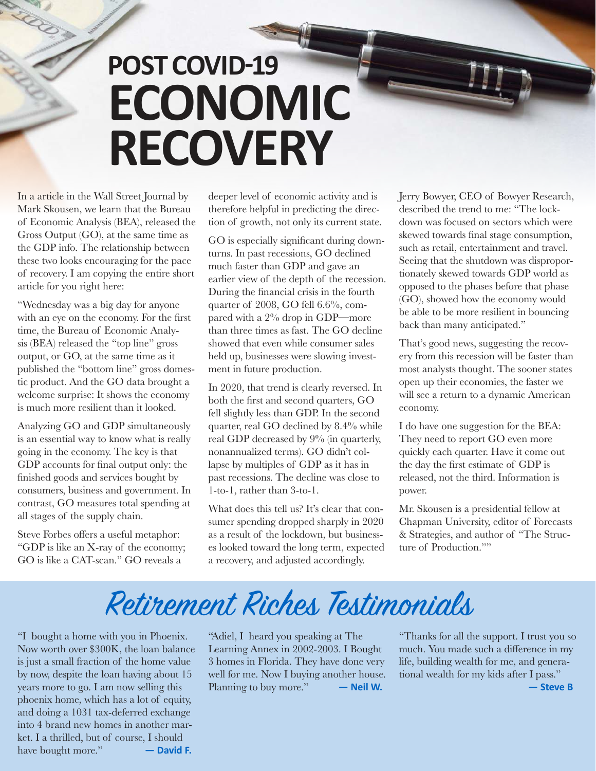# POST COVID-19 ECONOMIC RECOVERY

In a article in the Wall Street Journal by Mark Skousen, we learn that the Bureau of Economic Analysis (BEA), released the Gross Output (GO), at the same time as the GDP info. The relationship between these two looks encouraging for the pace of recovery. I am copying the entire short article for you right here:

"Wednesday was a big day for anyone with an eye on the economy. For the first time, the Bureau of Economic Analysis (BEA) released the "top line" gross output, or GO, at the same time as it published the "bottom line" gross domestic product. And the GO data brought a welcome surprise: It shows the economy is much more resilient than it looked.

Analyzing GO and GDP simultaneously is an essential way to know what is really going in the economy. The key is that GDP accounts for final output only: the finished goods and services bought by consumers, business and government. In contrast, GO measures total spending at all stages of the supply chain.

Steve Forbes offers a useful metaphor: "GDP is like an X-ray of the economy; GO is like a CAT-scan." GO reveals a deeper level of economic activity and is therefore helpful in predicting the direction of growth, not only its current state.

GO is especially significant during downturns. In past recessions, GO declined much faster than GDP and gave an earlier view of the depth of the recession. During the financial crisis in the fourth quarter of 2008, GO fell 6.6%, compared with a 2% drop in GDP—more than three times as fast. The GO decline showed that even while consumer sales held up, businesses were slowing investment in future production.

In 2020, that trend is clearly reversed. In both the first and second quarters, GO fell slightly less than GDP. In the second quarter, real GO declined by 8.4% while real GDP decreased by 9% (in quarterly, nonannualized terms). GO didn't collapse by multiples of GDP as it has in past recessions. The decline was close to 1-to-1, rather than 3-to-1.

What does this tell us? It's clear that consumer spending dropped sharply in 2020 as a result of the lockdown, but businesses looked toward the long term, expected a recovery, and adjusted accordingly.

Jerry Bowyer, CEO of Bowyer Research, described the trend to me: "The lockdown was focused on sectors which were skewed towards final stage consumption, such as retail, entertainment and travel. Seeing that the shutdown was disproportionately skewed towards GDP world as opposed to the phases before that phase (GO), showed how the economy would be able to be more resilient in bouncing back than many anticipated."

That's good news, suggesting the recovery from this recession will be faster than most analysts thought. The sooner states open up their economies, the faster we will see a return to a dynamic American economy.

I do have one suggestion for the BEA: They need to report GO even more quickly each quarter. Have it come out the day the first estimate of GDP is released, not the third. Information is power.

Mr. Skousen is a presidential fellow at Chapman University, editor of Forecasts & Strategies, and author of "The Structure of Production.""

## Retirement Riches Testimonials

"I bought a home with you in Phoenix. Now worth over $300K, the loan balance is just a small fraction of the home value by now, despite the loan having about 15 years more to go. I am now selling this phoenix home, which has a lot of equity, and doing a 1031 tax-deferred exchange into 4 brand new homes in another market. I a thrilled, but of course, I should have bought more." **— David F.**

"Adiel, I heard you speaking at The Learning Annex in 2002-2003. I Bought 3 homes in Florida. They have done very well for me. Now I buying another house. Planning to buy more." **— Neil W.**

"Thanks for all the support. I trust you so much. You made such a difference in my life, building wealth for me, and generational wealth for my kids after I pass." **— Steve B**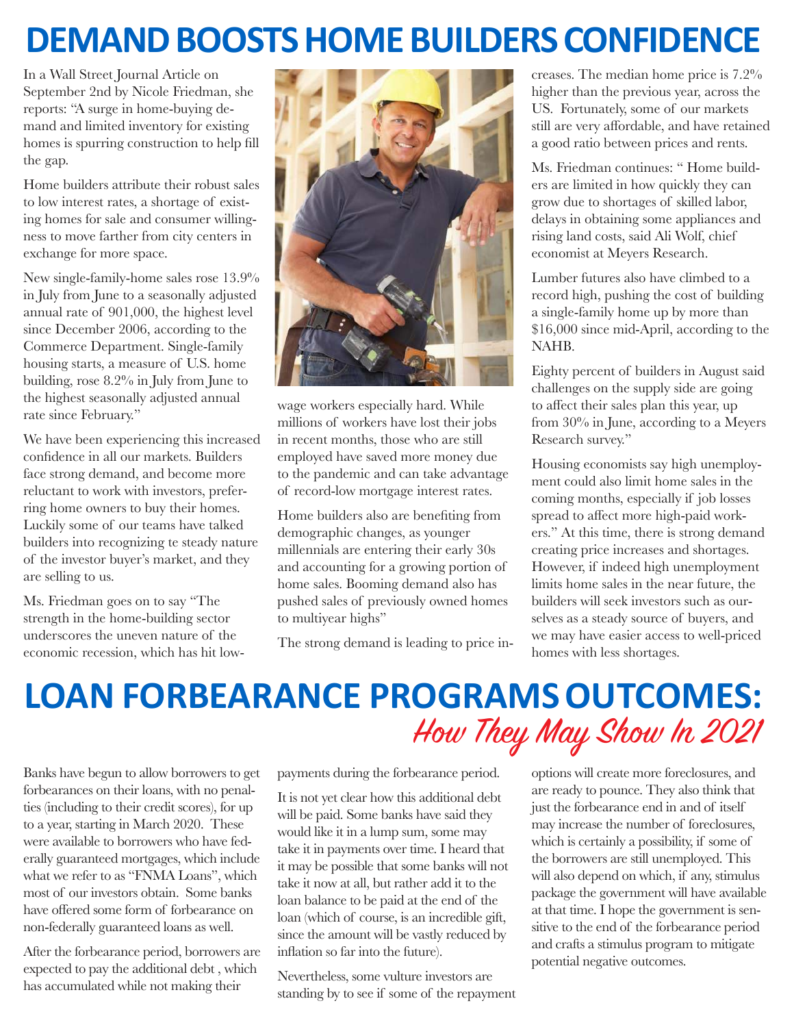# DEMAND BOOSTS HOME BUILDERS CONFIDENCE

In a Wall Street Journal Article on September 2nd by Nicole Friedman, she reports: "A surge in home-buying demand and limited inventory for existing homes is spurring construction to help fill the gap.

Home builders attribute their robust sales to low interest rates, a shortage of existing homes for sale and consumer willingness to move farther from city centers in exchange for more space.

New single-family-home sales rose 13.9% in July from June to a seasonally adjusted annual rate of 901,000, the highest level since December 2006, according to the Commerce Department. Single-family housing starts, a measure of U.S. home building, rose 8.2% in July from June to the highest seasonally adjusted annual rate since February."

We have been experiencing this increased confidence in all our markets. Builders face strong demand, and become more reluctant to work with investors, preferring home owners to buy their homes. Luckily some of our teams have talked builders into recognizing te steady nature of the investor buyer's market, and they are selling to us.

Ms. Friedman goes on to say "The strength in the home-building sector underscores the uneven nature of the economic recession, which has hit low-wage workers especially hard. While millions of workers have lost their jobs in recent months, those who are still employed have saved more money due to the pandemic and can take advantage of record-low mortgage interest rates.

Home builders also are benefiting from demographic changes, as younger millennials are entering their early 30s and accounting for a growing portion of home sales. Booming demand also has pushed sales of previously owned homes to multiyear highs"

The strong demand is leading to price increases. The median home price is 7.2% higher than the previous year, across the US. Fortunately, some of our markets still are very affordable, and have retained a good ratio between prices and rents.

Ms. Friedman continues: " Home builders are limited in how quickly they can grow due to shortages of skilled labor, delays in obtaining some appliances and rising land costs, said Ali Wolf, chief economist at Meyers Research.

Lumber futures also have climbed to a record high, pushing the cost of building a single-family home up by more than $16,000 since mid-April, according to the NAHB.

Eighty percent of builders in August said challenges on the supply side are going to affect their sales plan this year, up from 30% in June, according to a Meyers Research survey."

Housing economists say high unemployment could also limit home sales in the coming months, especially if job losses spread to affect more high-paid workers." At this time, there is strong demand creating price increases and shortages. However, if indeed high unemployment limits home sales in the near future, the builders will seek investors such as ourselves as a steady source of buyers, and we may have easier access to well-priced homes with less shortages.

# LOAN FORBEARANCE PROGRAMS OUTCOMES:

## *How They May Show In 2021*

Banks have begun to allow borrowers to get forbearances on their loans, with no penalties (including to their credit scores), for up to a year, starting in March 2020. These were available to borrowers who have federally guaranteed mortgages, which include what we refer to as "FNMA Loans", which most of our investors obtain. Some banks have offered some form of forbearance on non-federally guaranteed loans as well.

After the forbearance period, borrowers are expected to pay the additional debt , which has accumulated while not making their payments during the forbearance period.

It is not yet clear how this additional debt will be paid. Some banks have said they would like it in a lump sum, some may take it in payments over time. I heard that it may be possible that some banks will not take it now at all, but rather add it to the loan balance to be paid at the end of the loan (which of course, is an incredible gift, since the amount will be vastly reduced by inflation so far into the future).

Nevertheless, some vulture investors are standing by to see if some of the repayment options will create more foreclosures, and are ready to pounce. They also think that just the forbearance end in and of itself may increase the number of foreclosures, which is certainly a possibility, if some of the borrowers are still unemployed. This will also depend on which, if any, stimulus package the government will have available at that time. I hope the government is sensitive to the end of the forbearance period and crafts a stimulus program to mitigate potential negative outcomes.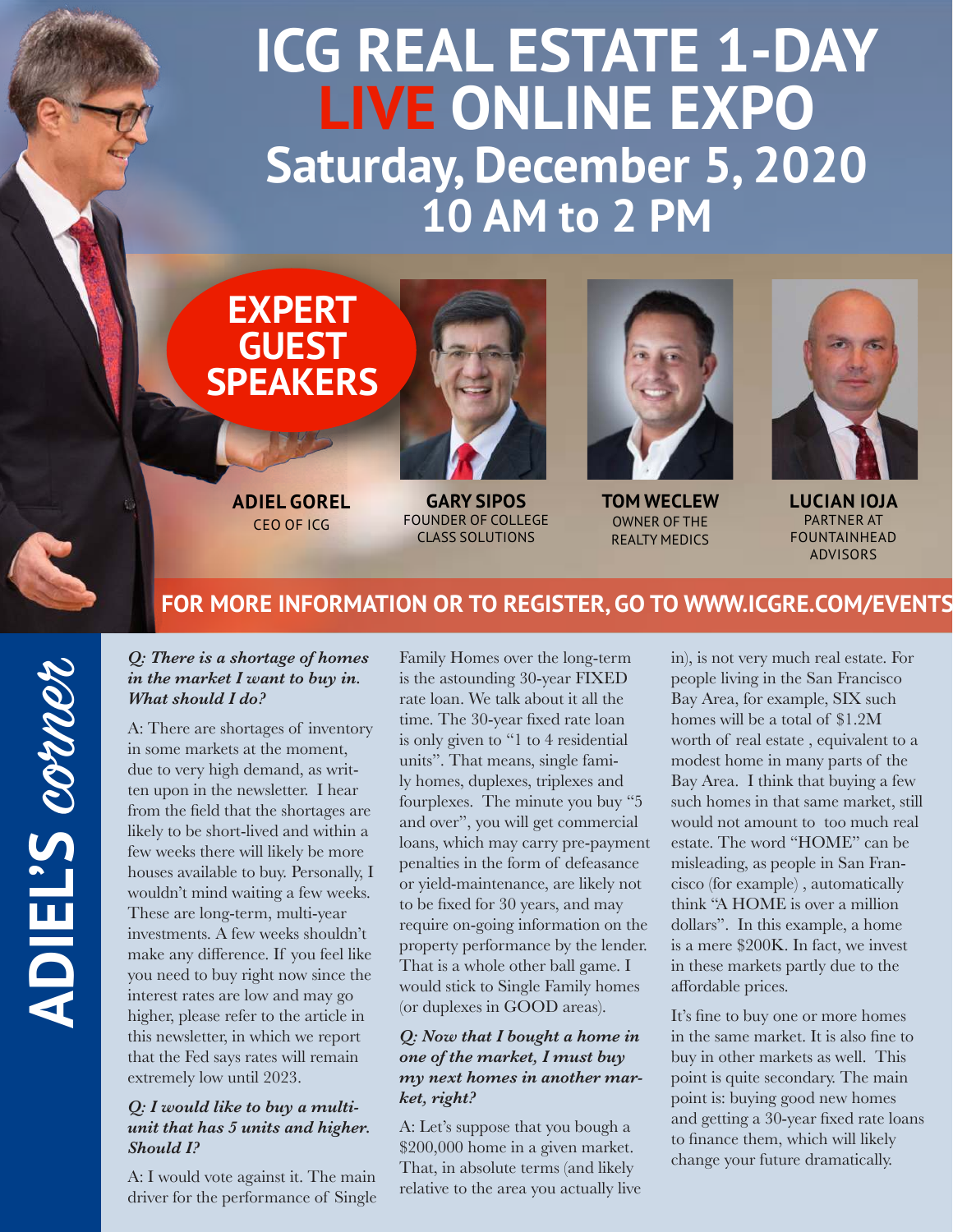# ICG REAL ESTATE 1-DAY LIVE ONLINE EXPO

## Saturday, December 5, 2020

## 10 AM to 2 PM

**EXPERT GUEST SPEAKERS**

**ADIEL GOREL**
CEO OF ICG

**GARY SIPOS**
FOUNDER OF COLLEGE CLASS SOLUTIONS

**TOM WECLEW**
OWNER OF THE REALTY MEDICS

**LUCIAN IOJA**
PARTNER AT FOUNTAINHEAD ADVISORS

**FOR MORE INFORMATION OR TO REGISTER, GO TO WWW.ICGRE.COM/EVENTS**

## ADIEL'S *corner*

***Q: There is a shortage of homes in the market I want to buy in. What should I do?***

A: There are shortages of inventory in some markets at the moment, due to very high demand, as written upon in the newsletter. I hear from the field that the shortages are likely to be short-lived and within a few weeks there will likely be more houses available to buy. Personally, I wouldn't mind waiting a few weeks. These are long-term, multi-year investments. A few weeks shouldn't make any difference. If you feel like you need to buy right now since the interest rates are low and may go higher, please refer to the article in this newsletter, in which we report that the Fed says rates will remain extremely low until 2023.

***Q: I would like to buy a multi-unit that has 5 units and higher. Should I?***

A: I would vote against it. The main driver for the performance of Single Family Homes over the long-term is the astounding 30-year FIXED rate loan. We talk about it all the time. The 30-year fixed rate loan is only given to "1 to 4 residential units". That means, single family homes, duplexes, triplexes and fourplexes. The minute you buy "5 and over", you will get commercial loans, which may carry pre-payment penalties in the form of defeasance or yield-maintenance, are likely not to be fixed for 30 years, and may require on-going information on the property performance by the lender. That is a whole other ball game. I would stick to Single Family homes (or duplexes in GOOD areas).

***Q: Now that I bought a home in one of the market, I must buy my next homes in another market, right?***

A: Let's suppose that you bough a $200,000 home in a given market. That, in absolute terms (and likely relative to the area you actually live in), is not very much real estate. For people living in the San Francisco Bay Area, for example, SIX such homes will be a total of $1.2M worth of real estate , equivalent to a modest home in many parts of the Bay Area. I think that buying a few such homes in that same market, still would not amount to too much real estate. The word "HOME" can be misleading, as people in San Francisco (for example) , automatically think "A HOME is over a million dollars". In this example, a home is a mere $200K. In fact, we invest in these markets partly due to the affordable prices.

It's fine to buy one or more homes in the same market. It is also fine to buy in other markets as well. This point is quite secondary. The main point is: buying good new homes and getting a 30-year fixed rate loans to finance them, which will likely change your future dramatically.